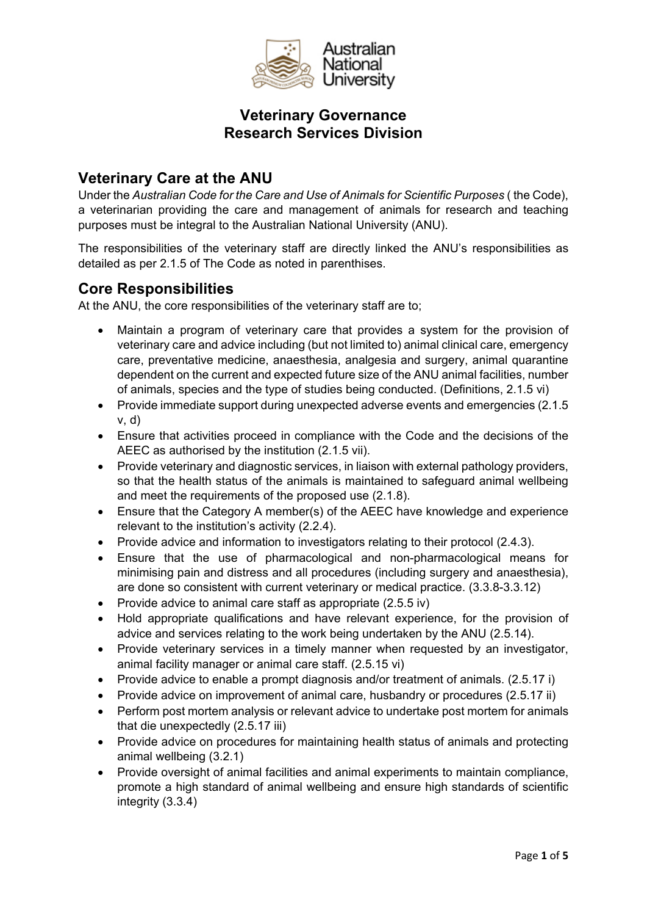# Veterinary Governance
# Research Services Division

## Veterinary Care at the ANU

Under the *Australian Code for the Care and Use of Animals for Scientific Purposes* ( the Code), a veterinarian providing the care and management of animals for research and teaching purposes must be integral to the Australian National University (ANU).

The responsibilities of the veterinary staff are directly linked the ANU's responsibilities as detailed as per 2.1.5 of The Code as noted in parenthises.

## Core Responsibilities

At the ANU, the core responsibilities of the veterinary staff are to;

- Maintain a program of veterinary care that provides a system for the provision of veterinary care and advice including (but not limited to) animal clinical care, emergency care, preventative medicine, anaesthesia, analgesia and surgery, animal quarantine dependent on the current and expected future size of the ANU animal facilities, number of animals, species and the type of studies being conducted. (Definitions, 2.1.5 vi)
- Provide immediate support during unexpected adverse events and emergencies (2.1.5 v, d)
- Ensure that activities proceed in compliance with the Code and the decisions of the AEEC as authorised by the institution (2.1.5 vii).
- Provide veterinary and diagnostic services, in liaison with external pathology providers, so that the health status of the animals is maintained to safeguard animal wellbeing and meet the requirements of the proposed use (2.1.8).
- Ensure that the Category A member(s) of the AEEC have knowledge and experience relevant to the institution's activity (2.2.4).
- Provide advice and information to investigators relating to their protocol (2.4.3).
- Ensure that the use of pharmacological and non-pharmacological means for minimising pain and distress and all procedures (including surgery and anaesthesia), are done so consistent with current veterinary or medical practice. (3.3.8-3.3.12)
- Provide advice to animal care staff as appropriate (2.5.5 iv)
- Hold appropriate qualifications and have relevant experience, for the provision of advice and services relating to the work being undertaken by the ANU (2.5.14).
- Provide veterinary services in a timely manner when requested by an investigator, animal facility manager or animal care staff. (2.5.15 vi)
- Provide advice to enable a prompt diagnosis and/or treatment of animals. (2.5.17 i)
- Provide advice on improvement of animal care, husbandry or procedures (2.5.17 ii)
- Perform post mortem analysis or relevant advice to undertake post mortem for animals that die unexpectedly (2.5.17 iii)
- Provide advice on procedures for maintaining health status of animals and protecting animal wellbeing (3.2.1)
- Provide oversight of animal facilities and animal experiments to maintain compliance, promote a high standard of animal wellbeing and ensure high standards of scientific integrity (3.3.4)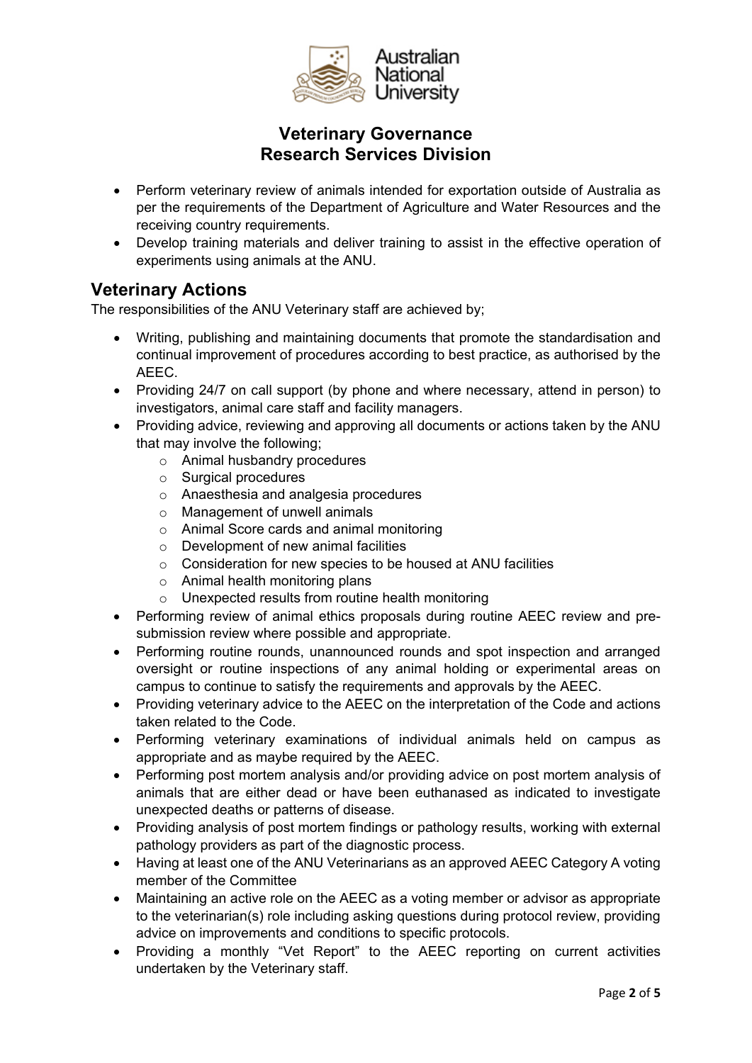- Perform veterinary review of animals intended for exportation outside of Australia as per the requirements of the Department of Agriculture and Water Resources and the receiving country requirements.
- Develop training materials and deliver training to assist in the effective operation of experiments using animals at the ANU.

## Veterinary Actions

The responsibilities of the ANU Veterinary staff are achieved by;

- Writing, publishing and maintaining documents that promote the standardisation and continual improvement of procedures according to best practice, as authorised by the AEEC.
- Providing 24/7 on call support (by phone and where necessary, attend in person) to investigators, animal care staff and facility managers.
- Providing advice, reviewing and approving all documents or actions taken by the ANU that may involve the following;
  - Animal husbandry procedures
  - Surgical procedures
  - Anaesthesia and analgesia procedures
  - Management of unwell animals
  - Animal Score cards and animal monitoring
  - Development of new animal facilities
  - Consideration for new species to be housed at ANU facilities
  - Animal health monitoring plans
  - Unexpected results from routine health monitoring
- Performing review of animal ethics proposals during routine AEEC review and pre-submission review where possible and appropriate.
- Performing routine rounds, unannounced rounds and spot inspection and arranged oversight or routine inspections of any animal holding or experimental areas on campus to continue to satisfy the requirements and approvals by the AEEC.
- Providing veterinary advice to the AEEC on the interpretation of the Code and actions taken related to the Code.
- Performing veterinary examinations of individual animals held on campus as appropriate and as maybe required by the AEEC.
- Performing post mortem analysis and/or providing advice on post mortem analysis of animals that are either dead or have been euthanased as indicated to investigate unexpected deaths or patterns of disease.
- Providing analysis of post mortem findings or pathology results, working with external pathology providers as part of the diagnostic process.
- Having at least one of the ANU Veterinarians as an approved AEEC Category A voting member of the Committee
- Maintaining an active role on the AEEC as a voting member or advisor as appropriate to the veterinarian(s) role including asking questions during protocol review, providing advice on improvements and conditions to specific protocols.
- Providing a monthly "Vet Report" to the AEEC reporting on current activities undertaken by the Veterinary staff.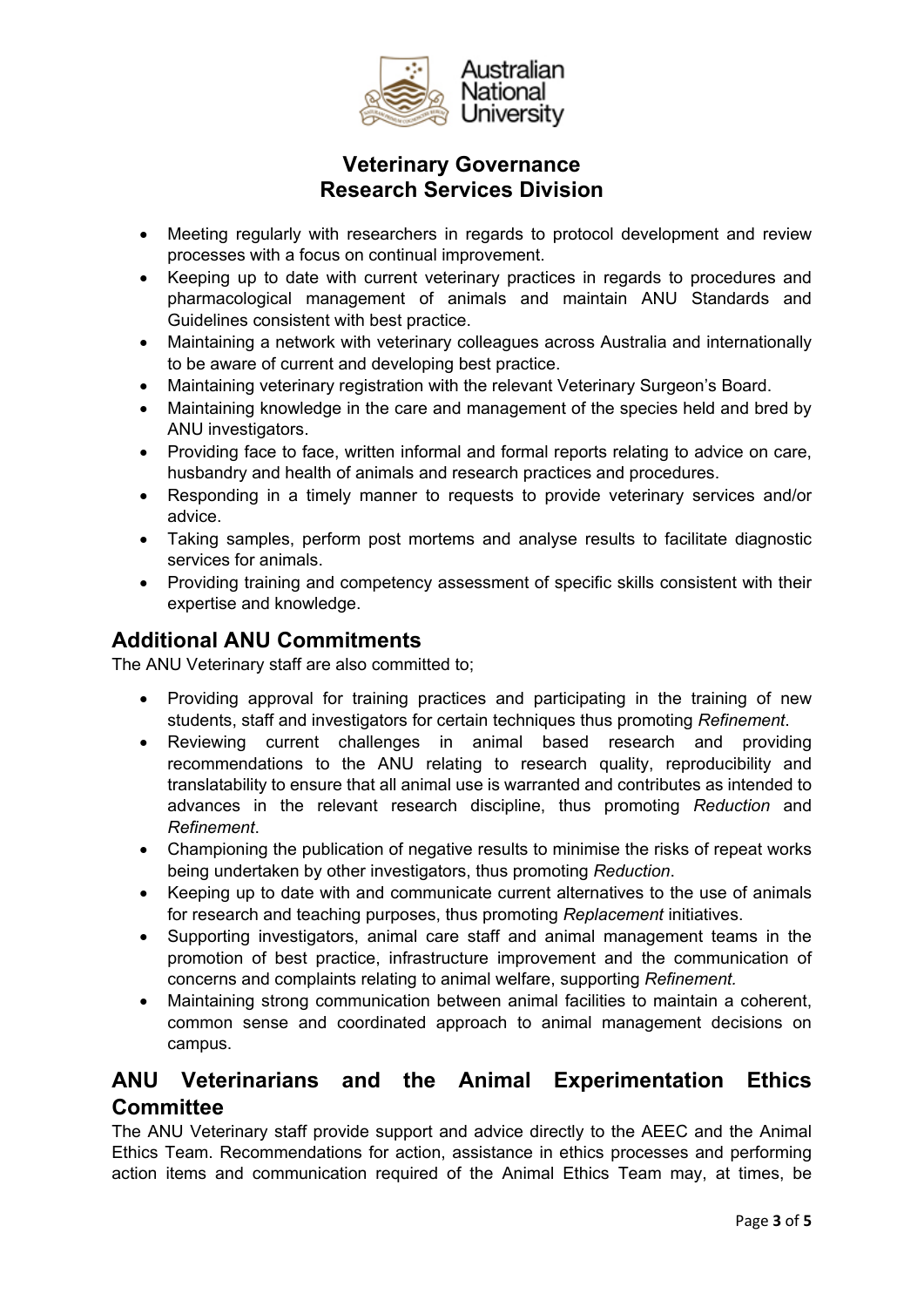- Meeting regularly with researchers in regards to protocol development and review processes with a focus on continual improvement.
- Keeping up to date with current veterinary practices in regards to procedures and pharmacological management of animals and maintain ANU Standards and Guidelines consistent with best practice.
- Maintaining a network with veterinary colleagues across Australia and internationally to be aware of current and developing best practice.
- Maintaining veterinary registration with the relevant Veterinary Surgeon's Board.
- Maintaining knowledge in the care and management of the species held and bred by ANU investigators.
- Providing face to face, written informal and formal reports relating to advice on care, husbandry and health of animals and research practices and procedures.
- Responding in a timely manner to requests to provide veterinary services and/or advice.
- Taking samples, perform post mortems and analyse results to facilitate diagnostic services for animals.
- Providing training and competency assessment of specific skills consistent with their expertise and knowledge.

## Additional ANU Commitments

The ANU Veterinary staff are also committed to;

- Providing approval for training practices and participating in the training of new students, staff and investigators for certain techniques thus promoting *Refinement*.
- Reviewing current challenges in animal based research and providing recommendations to the ANU relating to research quality, reproducibility and translatability to ensure that all animal use is warranted and contributes as intended to advances in the relevant research discipline, thus promoting *Reduction* and *Refinement*.
- Championing the publication of negative results to minimise the risks of repeat works being undertaken by other investigators, thus promoting *Reduction*.
- Keeping up to date with and communicate current alternatives to the use of animals for research and teaching purposes, thus promoting *Replacement* initiatives.
- Supporting investigators, animal care staff and animal management teams in the promotion of best practice, infrastructure improvement and the communication of concerns and complaints relating to animal welfare, supporting *Refinement.*
- Maintaining strong communication between animal facilities to maintain a coherent, common sense and coordinated approach to animal management decisions on campus.

## ANU Veterinarians and the Animal Experimentation Ethics Committee

The ANU Veterinary staff provide support and advice directly to the AEEC and the Animal Ethics Team. Recommendations for action, assistance in ethics processes and performing action items and communication required of the Animal Ethics Team may, at times, be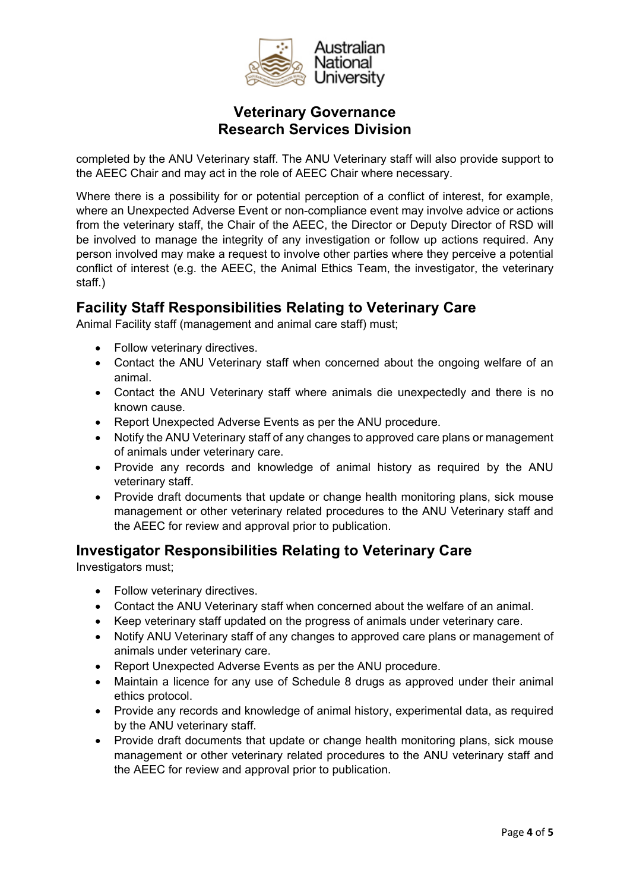completed by the ANU Veterinary staff. The ANU Veterinary staff will also provide support to the AEEC Chair and may act in the role of AEEC Chair where necessary.

Where there is a possibility for or potential perception of a conflict of interest, for example, where an Unexpected Adverse Event or non-compliance event may involve advice or actions from the veterinary staff, the Chair of the AEEC, the Director or Deputy Director of RSD will be involved to manage the integrity of any investigation or follow up actions required. Any person involved may make a request to involve other parties where they perceive a potential conflict of interest (e.g. the AEEC, the Animal Ethics Team, the investigator, the veterinary staff.)

## Facility Staff Responsibilities Relating to Veterinary Care

Animal Facility staff (management and animal care staff) must;

- Follow veterinary directives.
- Contact the ANU Veterinary staff when concerned about the ongoing welfare of an animal.
- Contact the ANU Veterinary staff where animals die unexpectedly and there is no known cause.
- Report Unexpected Adverse Events as per the ANU procedure.
- Notify the ANU Veterinary staff of any changes to approved care plans or management of animals under veterinary care.
- Provide any records and knowledge of animal history as required by the ANU veterinary staff.
- Provide draft documents that update or change health monitoring plans, sick mouse management or other veterinary related procedures to the ANU Veterinary staff and the AEEC for review and approval prior to publication.

## Investigator Responsibilities Relating to Veterinary Care

Investigators must;

- Follow veterinary directives.
- Contact the ANU Veterinary staff when concerned about the welfare of an animal.
- Keep veterinary staff updated on the progress of animals under veterinary care.
- Notify ANU Veterinary staff of any changes to approved care plans or management of animals under veterinary care.
- Report Unexpected Adverse Events as per the ANU procedure.
- Maintain a licence for any use of Schedule 8 drugs as approved under their animal ethics protocol.
- Provide any records and knowledge of animal history, experimental data, as required by the ANU veterinary staff.
- Provide draft documents that update or change health monitoring plans, sick mouse management or other veterinary related procedures to the ANU veterinary staff and the AEEC for review and approval prior to publication.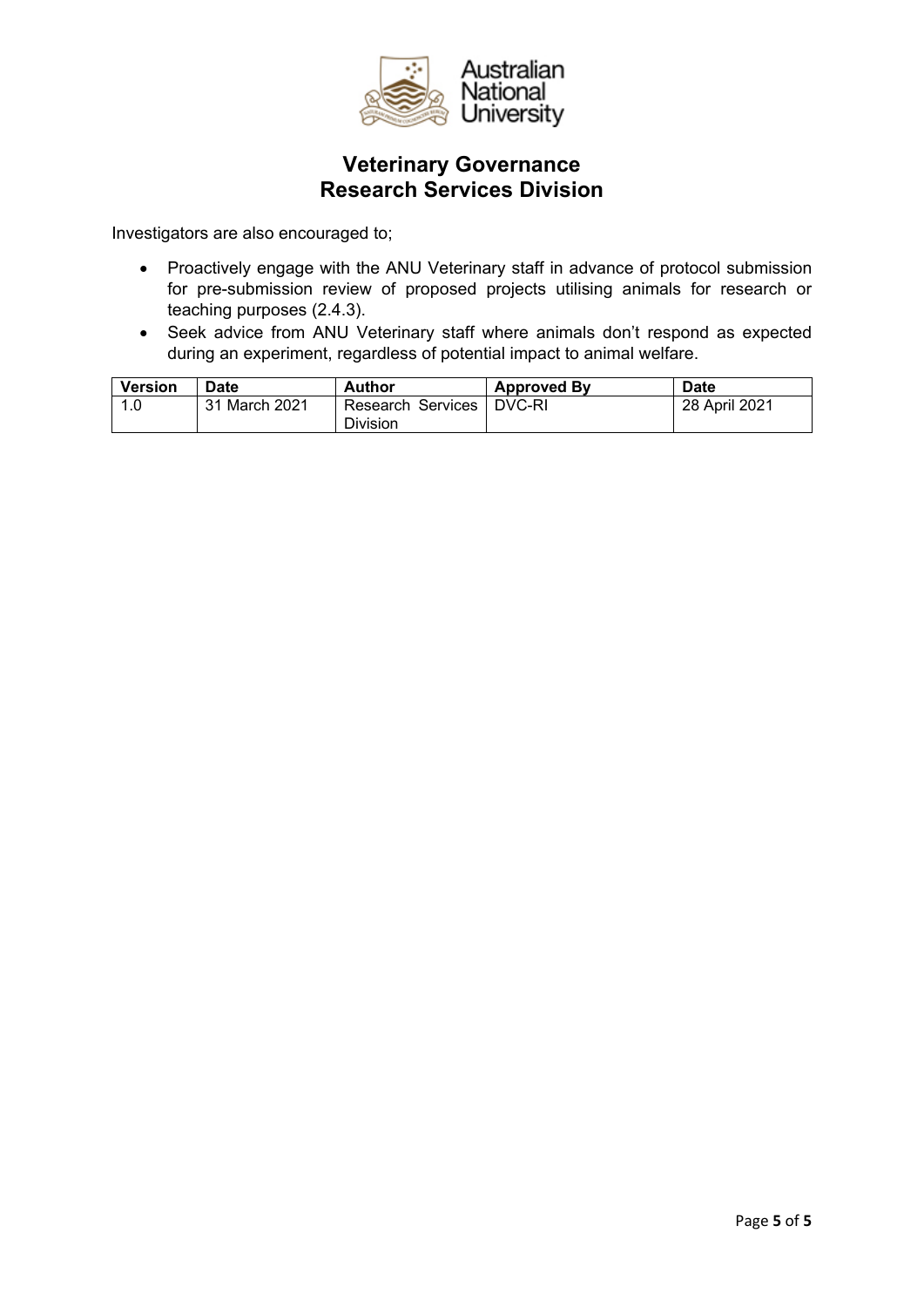# Veterinary Governance
# Research Services Division

Investigators are also encouraged to;

- Proactively engage with the ANU Veterinary staff in advance of protocol submission for pre-submission review of proposed projects utilising animals for research or teaching purposes (2.4.3).
- Seek advice from ANU Veterinary staff where animals don't respond as expected during an experiment, regardless of potential impact to animal welfare.

| Version | Date | Author | Approved By | Date |
|---|---|---|---|---|
| 1.0 | 31 March 2021 | Research Services Division | DVC-RI | 28 April 2021 |